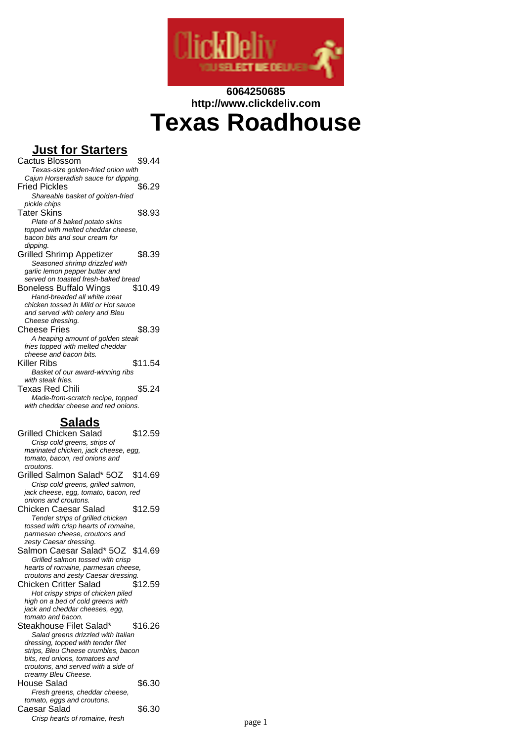**6064250685**
**http://www.clickdeliv.com**

# Texas Roadhouse

## Just for Starters

**Cactus Blossom** — $9.44
*Texas-size golden-fried onion with Cajun Horseradish sauce for dipping.*

**Fried Pickles** — $6.29
*Shareable basket of golden-fried pickle chips*

**Tater Skins** — $8.93
*Plate of 8 baked potato skins topped with melted cheddar cheese, bacon bits and sour cream for dipping.*

**Grilled Shrimp Appetizer** — $8.39
*Seasoned shrimp drizzled with garlic lemon pepper butter and served on toasted fresh-baked bread*

**Boneless Buffalo Wings** — $10.49
*Hand-breaded all white meat chicken tossed in Mild or Hot sauce and served with celery and Bleu Cheese dressing.*

**Cheese Fries** — $8.39
*A heaping amount of golden steak fries topped with melted cheddar cheese and bacon bits.*

**Killer Ribs** — $11.54
*Basket of our award-winning ribs with steak fries.*

**Texas Red Chili** — $5.24
*Made-from-scratch recipe, topped with cheddar cheese and red onions.*

## Salads

**Grilled Chicken Salad** — $12.59
*Crisp cold greens, strips of marinated chicken, jack cheese, egg, tomato, bacon, red onions and croutons.*

**Grilled Salmon Salad* 5OZ** — $14.69
*Crisp cold greens, grilled salmon, jack cheese, egg, tomato, bacon, red onions and croutons.*

**Chicken Caesar Salad** — $12.59
*Tender strips of grilled chicken tossed with crisp hearts of romaine, parmesan cheese, croutons and zesty Caesar dressing.*

**Salmon Caesar Salad* 5OZ** — $14.69
*Grilled salmon tossed with crisp hearts of romaine, parmesan cheese, croutons and zesty Caesar dressing.*

**Chicken Critter Salad** — $12.59
*Hot crispy strips of chicken piled high on a bed of cold greens with jack and cheddar cheeses, egg, tomato and bacon.*

**Steakhouse Filet Salad*** — $16.26
*Salad greens drizzled with Italian dressing, topped with tender filet strips, Bleu Cheese crumbles, bacon bits, red onions, tomatoes and croutons, and served with a side of creamy Bleu Cheese.*

**House Salad** — $6.30
*Fresh greens, cheddar cheese, tomato, eggs and croutons.*

**Caesar Salad** — $6.30
*Crisp hearts of romaine, fresh*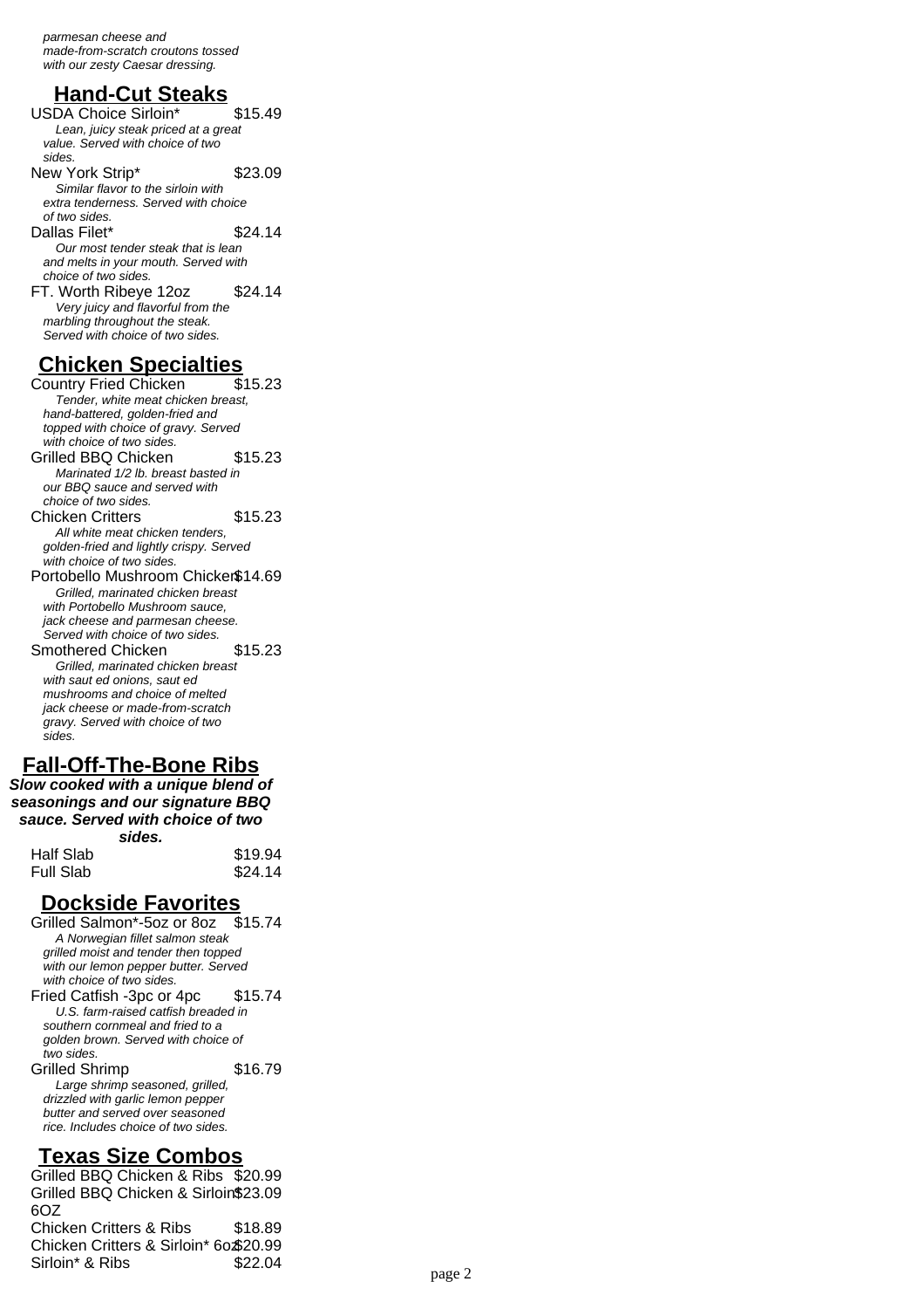*parmesan cheese and made-from-scratch croutons tossed with our zesty Caesar dressing.*

## Hand-Cut Steaks

USDA Choice Sirloin* $15.49
*Lean, juicy steak priced at a great value. Served with choice of two sides.*

New York Strip* $23.09
*Similar flavor to the sirloin with extra tenderness. Served with choice of two sides.*

Dallas Filet* $24.14
*Our most tender steak that is lean and melts in your mouth. Served with choice of two sides.*

FT. Worth Ribeye 12oz $24.14
*Very juicy and flavorful from the marbling throughout the steak. Served with choice of two sides.*

## Chicken Specialties

Country Fried Chicken $15.23
*Tender, white meat chicken breast, hand-battered, golden-fried and topped with choice of gravy. Served with choice of two sides.*

Grilled BBQ Chicken $15.23
*Marinated 1/2 lb. breast basted in our BBQ sauce and served with choice of two sides.*

Chicken Critters $15.23
*All white meat chicken tenders, golden-fried and lightly crispy. Served with choice of two sides.*

Portobello Mushroom Chicken $14.69
*Grilled, marinated chicken breast with Portobello Mushroom sauce, jack cheese and parmesan cheese. Served with choice of two sides.*

Smothered Chicken $15.23
*Grilled, marinated chicken breast with saut ed onions, saut ed mushrooms and choice of melted jack cheese or made-from-scratch gravy. Served with choice of two sides.*

## Fall-Off-The-Bone Ribs

***Slow cooked with a unique blend of seasonings and our signature BBQ sauce. Served with choice of two sides.***

Half Slab $19.94
Full Slab $24.14

## Dockside Favorites

Grilled Salmon*-5oz or 8oz $15.74
*A Norwegian fillet salmon steak grilled moist and tender then topped with our lemon pepper butter. Served with choice of two sides.*

Fried Catfish -3pc or 4pc $15.74
*U.S. farm-raised catfish breaded in southern cornmeal and fried to a golden brown. Served with choice of two sides.*

Grilled Shrimp $16.79
*Large shrimp seasoned, grilled, drizzled with garlic lemon pepper butter and served over seasoned rice. Includes choice of two sides.*

## Texas Size Combos

Grilled BBQ Chicken & Ribs $20.99
Grilled BBQ Chicken & Sirloin 6OZ $23.09
Chicken Critters & Ribs $18.89
Chicken Critters & Sirloin* 6oz $20.99
Sirloin* & Ribs $22.04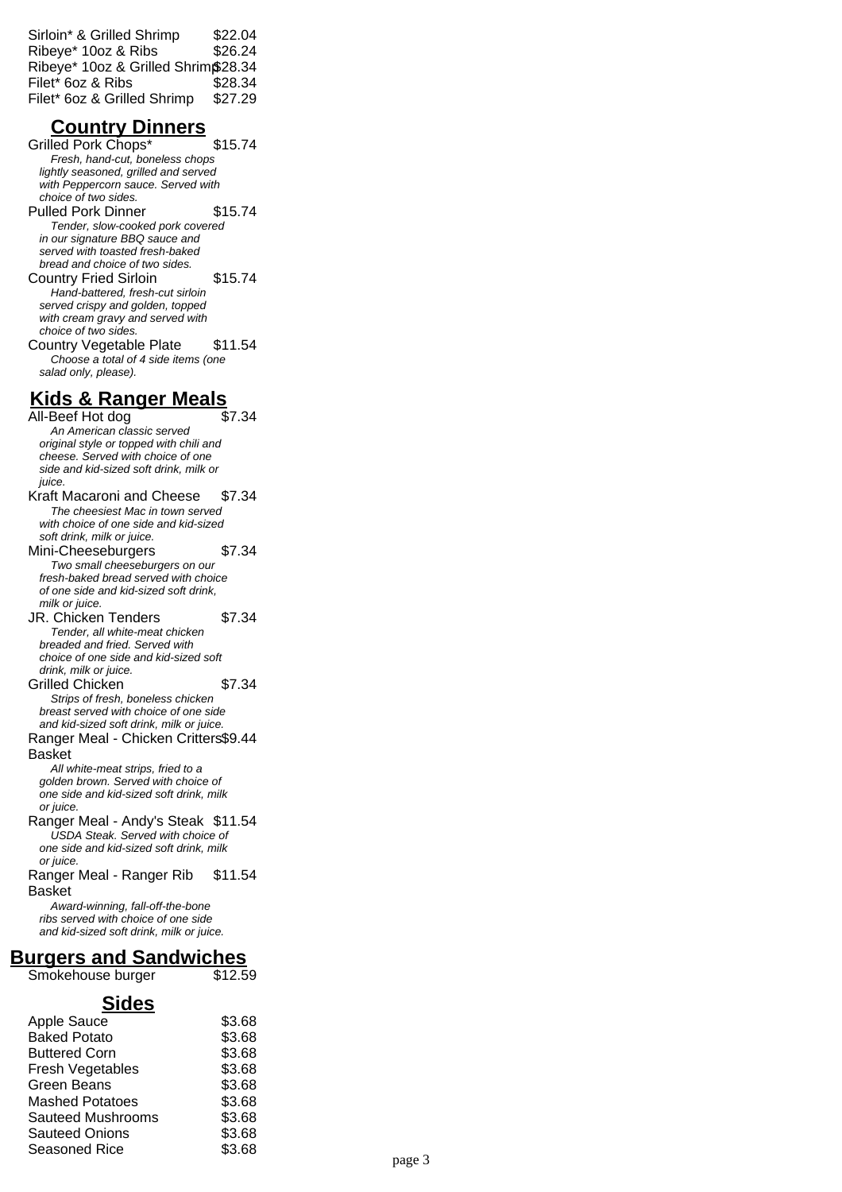Sirloin* & Grilled Shrimp $22.04
Ribeye* 10oz & Ribs $26.24
Ribeye* 10oz & Grilled Shrimp $28.34
Filet* 6oz & Ribs $28.34
Filet* 6oz & Grilled Shrimp $27.29

## Country Dinners

Grilled Pork Chops* $15.74
*Fresh, hand-cut, boneless chops lightly seasoned, grilled and served with Peppercorn sauce. Served with choice of two sides.*

Pulled Pork Dinner $15.74
*Tender, slow-cooked pork covered in our signature BBQ sauce and served with toasted fresh-baked bread and choice of two sides.*

Country Fried Sirloin $15.74
*Hand-battered, fresh-cut sirloin served crispy and golden, topped with cream gravy and served with choice of two sides.*

Country Vegetable Plate $11.54
*Choose a total of 4 side items (one salad only, please).*

## Kids & Ranger Meals

All-Beef Hot dog $7.34
*An American classic served original style or topped with chili and cheese. Served with choice of one side and kid-sized soft drink, milk or juice.*

Kraft Macaroni and Cheese $7.34
*The cheesiest Mac in town served with choice of one side and kid-sized soft drink, milk or juice.*

Mini-Cheeseburgers $7.34
*Two small cheeseburgers on our fresh-baked bread served with choice of one side and kid-sized soft drink, milk or juice.*

JR. Chicken Tenders $7.34
*Tender, all white-meat chicken breaded and fried. Served with choice of one side and kid-sized soft drink, milk or juice.*

Grilled Chicken $7.34
*Strips of fresh, boneless chicken breast served with choice of one side and kid-sized soft drink, milk or juice.*

Ranger Meal - Chicken Critters Basket $9.44
*All white-meat strips, fried to a golden brown. Served with choice of one side and kid-sized soft drink, milk or juice.*

Ranger Meal - Andy's Steak $11.54
*USDA Steak. Served with choice of one side and kid-sized soft drink, milk or juice.*

Ranger Meal - Ranger Rib Basket $11.54
*Award-winning, fall-off-the-bone ribs served with choice of one side and kid-sized soft drink, milk or juice.*

## Burgers and Sandwiches

Smokehouse burger $12.59

## Sides

Apple Sauce $3.68
Baked Potato $3.68
Buttered Corn $3.68
Fresh Vegetables $3.68
Green Beans $3.68
Mashed Potatoes $3.68
Sauteed Mushrooms $3.68
Sauteed Onions $3.68
Seasoned Rice $3.68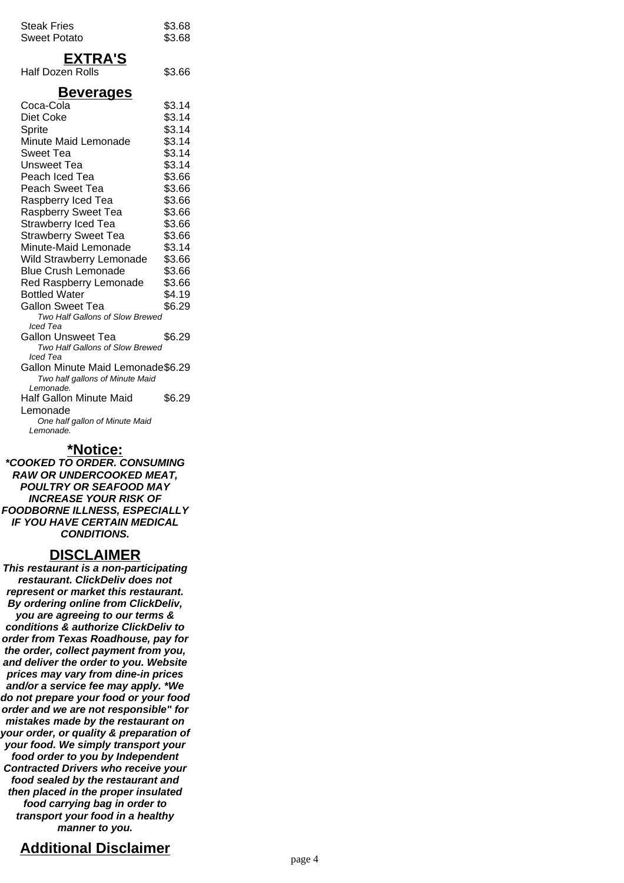| | |
|---|---|
| Steak Fries | $3.68 |
| Sweet Potato | $3.68 |

## EXTRA'S

| | |
|---|---|
| Half Dozen Rolls | $3.66 |

## Beverages

| | |
|---|---|
| Coca-Cola | $3.14 |
| Diet Coke | $3.14 |
| Sprite | $3.14 |
| Minute Maid Lemonade | $3.14 |
| Sweet Tea | $3.14 |
| Unsweet Tea | $3.14 |
| Peach Iced Tea | $3.66 |
| Peach Sweet Tea | $3.66 |
| Raspberry Iced Tea | $3.66 |
| Raspberry Sweet Tea | $3.66 |
| Strawberry Iced Tea | $3.66 |
| Strawberry Sweet Tea | $3.66 |
| Minute-Maid Lemonade | $3.14 |
| Wild Strawberry Lemonade | $3.66 |
| Blue Crush Lemonade | $3.66 |
| Red Raspberry Lemonade | $3.66 |
| Bottled Water | $4.19 |
| Gallon Sweet Tea<br>*Two Half Gallons of Slow Brewed Iced Tea* | $6.29 |
| Gallon Unsweet Tea<br>*Two Half Gallons of Slow Brewed Iced Tea* | $6.29 |
| Gallon Minute Maid Lemonade<br>*Two half gallons of Minute Maid Lemonade.* | $6.29 |
| Half Gallon Minute Maid Lemonade<br>*One half gallon of Minute Maid Lemonade.* | $6.29 |

## *Notice:

***COOKED TO ORDER. CONSUMING RAW OR UNDERCOOKED MEAT, POULTRY OR SEAFOOD MAY INCREASE YOUR RISK OF FOODBORNE ILLNESS, ESPECIALLY IF YOU HAVE CERTAIN MEDICAL CONDITIONS.***

## DISCLAIMER

***This restaurant is a non-participating restaurant. ClickDeliv does not represent or market this restaurant. By ordering online from ClickDeliv, you are agreeing to our terms & conditions & authorize ClickDeliv to order from Texas Roadhouse, pay for the order, collect payment from you, and deliver the order to you. Website prices may vary from dine-in prices and/or a service fee may apply. *We do not prepare your food or your food order and we are not responsible" for mistakes made by the restaurant on your order, or quality & preparation of your food. We simply transport your food order to you by Independent Contracted Drivers who receive your food sealed by the restaurant and then placed in the proper insulated food carrying bag in order to transport your food in a healthy manner to you.***

## Additional Disclaimer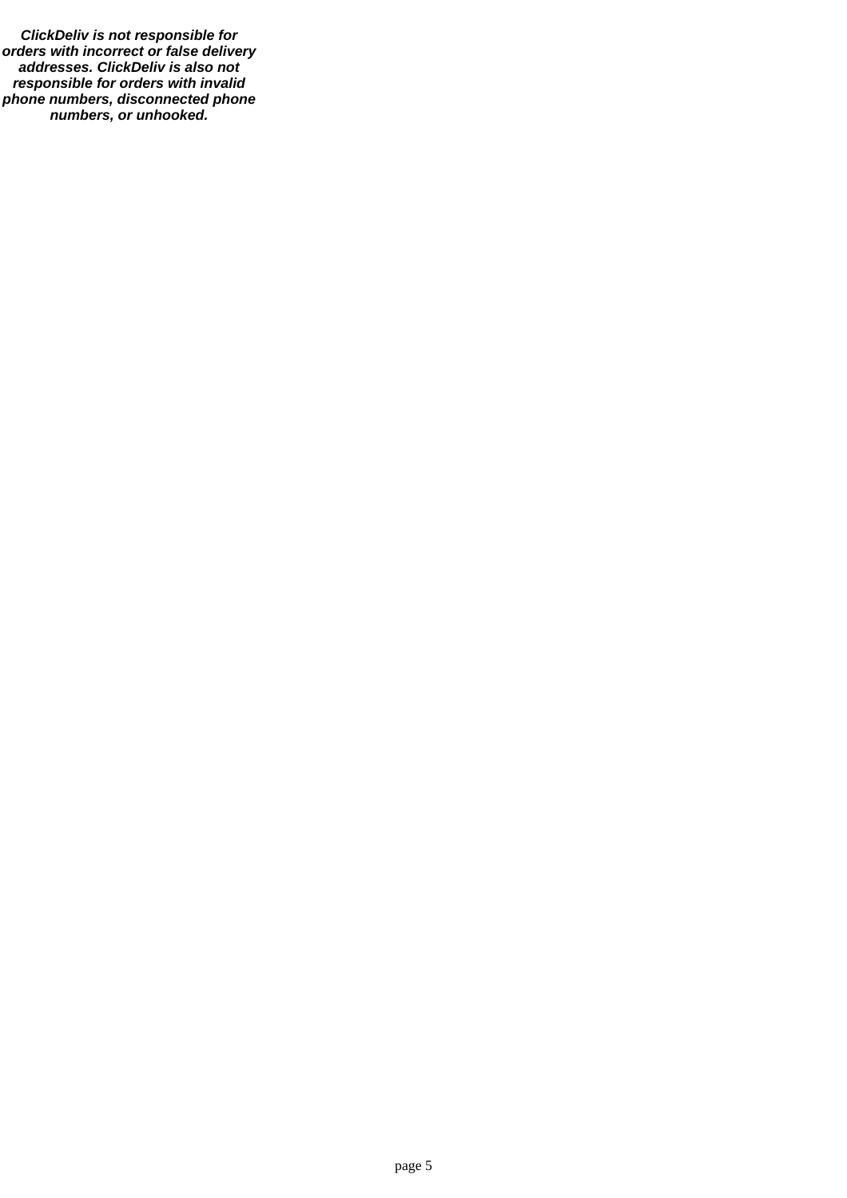***ClickDeliv is not responsible for orders with incorrect or false delivery addresses. ClickDeliv is also not responsible for orders with invalid phone numbers, disconnected phone numbers, or unhooked.***